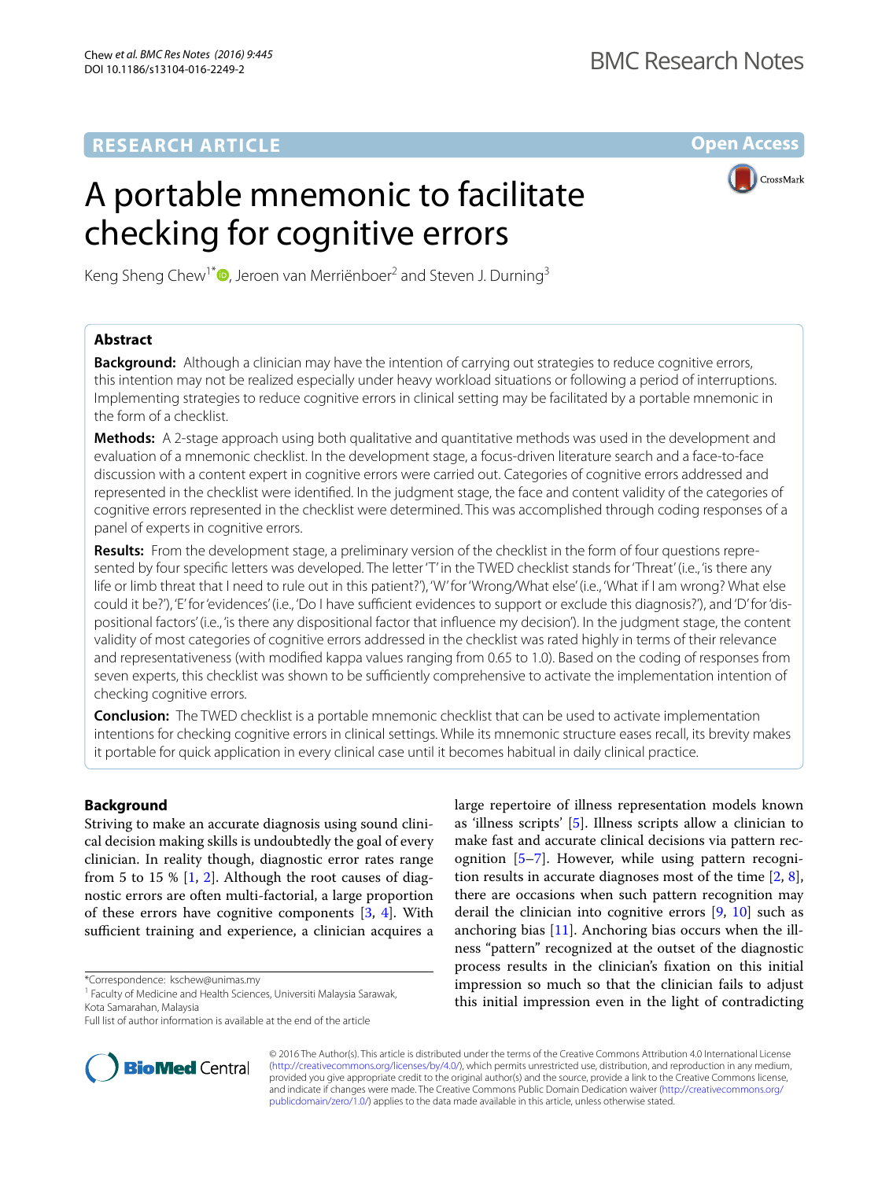RESEARCH ARTICLE

Open Access

# A portable mnemonic to facilitate checking for cognitive errors

Keng Sheng Chew[1*], Jeroen van Merriënboer[2] and Steven J. Durning[3]

## Abstract

**Background:** Although a clinician may have the intention of carrying out strategies to reduce cognitive errors, this intention may not be realized especially under heavy workload situations or following a period of interruptions. Implementing strategies to reduce cognitive errors in clinical setting may be facilitated by a portable mnemonic in the form of a checklist.

**Methods:** A 2-stage approach using both qualitative and quantitative methods was used in the development and evaluation of a mnemonic checklist. In the development stage, a focus-driven literature search and a face-to-face discussion with a content expert in cognitive errors were carried out. Categories of cognitive errors addressed and represented in the checklist were identified. In the judgment stage, the face and content validity of the categories of cognitive errors represented in the checklist were determined. This was accomplished through coding responses of a panel of experts in cognitive errors.

**Results:** From the development stage, a preliminary version of the checklist in the form of four questions represented by four specific letters was developed. The letter 'T' in the TWED checklist stands for 'Threat' (i.e., 'is there any life or limb threat that I need to rule out in this patient?'), 'W' for 'Wrong/What else' (i.e., 'What if I am wrong? What else could it be?'), 'E' for 'evidences' (i.e., 'Do I have sufficient evidences to support or exclude this diagnosis?'), and 'D' for 'dispositional factors' (i.e., 'is there any dispositional factor that influence my decision'). In the judgment stage, the content validity of most categories of cognitive errors addressed in the checklist was rated highly in terms of their relevance and representativeness (with modified kappa values ranging from 0.65 to 1.0). Based on the coding of responses from seven experts, this checklist was shown to be sufficiently comprehensive to activate the implementation intention of checking cognitive errors.

**Conclusion:** The TWED checklist is a portable mnemonic checklist that can be used to activate implementation intentions for checking cognitive errors in clinical settings. While its mnemonic structure eases recall, its brevity makes it portable for quick application in every clinical case until it becomes habitual in daily clinical practice.

## Background

Striving to make an accurate diagnosis using sound clinical decision making skills is undoubtedly the goal of every clinician. In reality though, diagnostic error rates range from 5 to 15 % [1, 2]. Although the root causes of diagnostic errors are often multi-factorial, a large proportion of these errors have cognitive components [3, 4]. With sufficient training and experience, a clinician acquires a large repertoire of illness representation models known as 'illness scripts' [5]. Illness scripts allow a clinician to make fast and accurate clinical decisions via pattern recognition [5–7]. However, while using pattern recognition results in accurate diagnoses most of the time [2, 8], there are occasions when such pattern recognition may derail the clinician into cognitive errors [9, 10] such as anchoring bias [11]. Anchoring bias occurs when the illness "pattern" recognized at the outset of the diagnostic process results in the clinician's fixation on this initial impression so much so that the clinician fails to adjust this initial impression even in the light of contradicting

*Correspondence: kschew@unimas.my
[1] Faculty of Medicine and Health Sciences, Universiti Malaysia Sarawak, Kota Samarahan, Malaysia
Full list of author information is available at the end of the article

© 2016 The Author(s). This article is distributed under the terms of the Creative Commons Attribution 4.0 International License (http://creativecommons.org/licenses/by/4.0/), which permits unrestricted use, distribution, and reproduction in any medium, provided you give appropriate credit to the original author(s) and the source, provide a link to the Creative Commons license, and indicate if changes were made. The Creative Commons Public Domain Dedication waiver (http://creativecommons.org/publicdomain/zero/1.0/) applies to the data made available in this article, unless otherwise stated.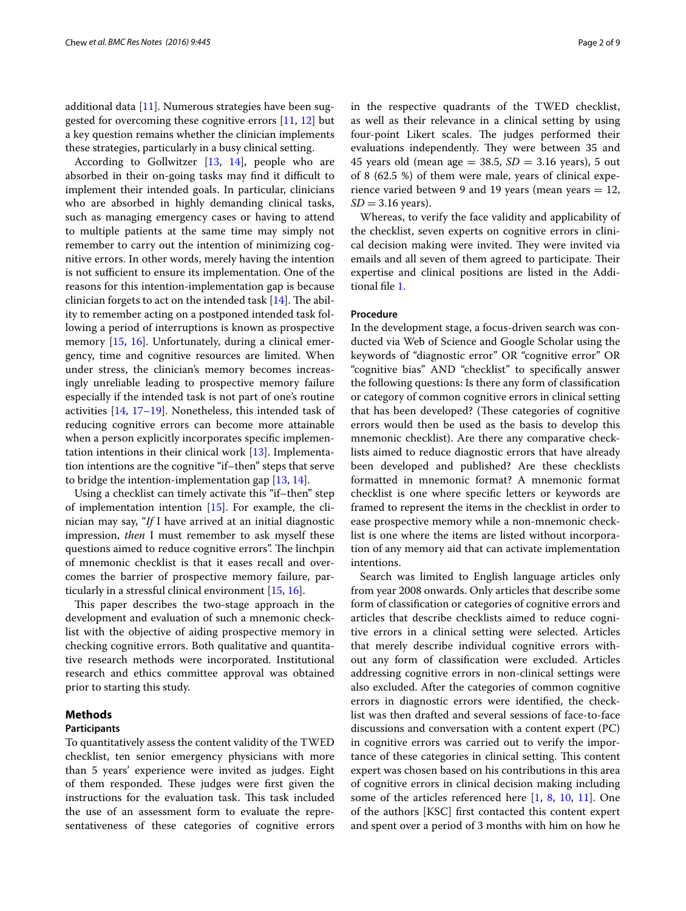additional data [11]. Numerous strategies have been suggested for overcoming these cognitive errors [11, 12] but a key question remains whether the clinician implements these strategies, particularly in a busy clinical setting.

According to Gollwitzer [13, 14], people who are absorbed in their on-going tasks may find it difficult to implement their intended goals. In particular, clinicians who are absorbed in highly demanding clinical tasks, such as managing emergency cases or having to attend to multiple patients at the same time may simply not remember to carry out the intention of minimizing cognitive errors. In other words, merely having the intention is not sufficient to ensure its implementation. One of the reasons for this intention-implementation gap is because clinician forgets to act on the intended task [14]. The ability to remember acting on a postponed intended task following a period of interruptions is known as prospective memory [15, 16]. Unfortunately, during a clinical emergency, time and cognitive resources are limited. When under stress, the clinician's memory becomes increasingly unreliable leading to prospective memory failure especially if the intended task is not part of one's routine activities [14, 17–19]. Nonetheless, this intended task of reducing cognitive errors can become more attainable when a person explicitly incorporates specific implementation intentions in their clinical work [13]. Implementation intentions are the cognitive "if–then" steps that serve to bridge the intention-implementation gap [13, 14].

Using a checklist can timely activate this "if–then" step of implementation intention [15]. For example, the clinician may say, "*If* I have arrived at an initial diagnostic impression, *then* I must remember to ask myself these questions aimed to reduce cognitive errors". The linchpin of mnemonic checklist is that it eases recall and overcomes the barrier of prospective memory failure, particularly in a stressful clinical environment [15, 16].

This paper describes the two-stage approach in the development and evaluation of such a mnemonic checklist with the objective of aiding prospective memory in checking cognitive errors. Both qualitative and quantitative research methods were incorporated. Institutional research and ethics committee approval was obtained prior to starting this study.

## Methods

### Participants

To quantitatively assess the content validity of the TWED checklist, ten senior emergency physicians with more than 5 years' experience were invited as judges. Eight of them responded. These judges were first given the instructions for the evaluation task. This task included the use of an assessment form to evaluate the representativeness of these categories of cognitive errors in the respective quadrants of the TWED checklist, as well as their relevance in a clinical setting by using four-point Likert scales. The judges performed their evaluations independently. They were between 35 and 45 years old (mean age = 38.5, $SD = 3.16$ years), 5 out of 8 (62.5 %) of them were male, years of clinical experience varied between 9 and 19 years (mean years = 12, $SD = 3.16$ years).

Whereas, to verify the face validity and applicability of the checklist, seven experts on cognitive errors in clinical decision making were invited. They were invited via emails and all seven of them agreed to participate. Their expertise and clinical positions are listed in the Additional file 1.

### Procedure

In the development stage, a focus-driven search was conducted via Web of Science and Google Scholar using the keywords of "diagnostic error" OR "cognitive error" OR "cognitive bias" AND "checklist" to specifically answer the following questions: Is there any form of classification or category of common cognitive errors in clinical setting that has been developed? (These categories of cognitive errors would then be used as the basis to develop this mnemonic checklist). Are there any comparative checklists aimed to reduce diagnostic errors that have already been developed and published? Are these checklists formatted in mnemonic format? A mnemonic format checklist is one where specific letters or keywords are framed to represent the items in the checklist in order to ease prospective memory while a non-mnemonic checklist is one where the items are listed without incorporation of any memory aid that can activate implementation intentions.

Search was limited to English language articles only from year 2008 onwards. Only articles that describe some form of classification or categories of cognitive errors and articles that describe checklists aimed to reduce cognitive errors in a clinical setting were selected. Articles that merely describe individual cognitive errors without any form of classification were excluded. Articles addressing cognitive errors in non-clinical settings were also excluded. After the categories of common cognitive errors in diagnostic errors were identified, the checklist was then drafted and several sessions of face-to-face discussions and conversation with a content expert (PC) in cognitive errors was carried out to verify the importance of these categories in clinical setting. This content expert was chosen based on his contributions in this area of cognitive errors in clinical decision making including some of the articles referenced here [1, 8, 10, 11]. One of the authors [KSC] first contacted this content expert and spent over a period of 3 months with him on how he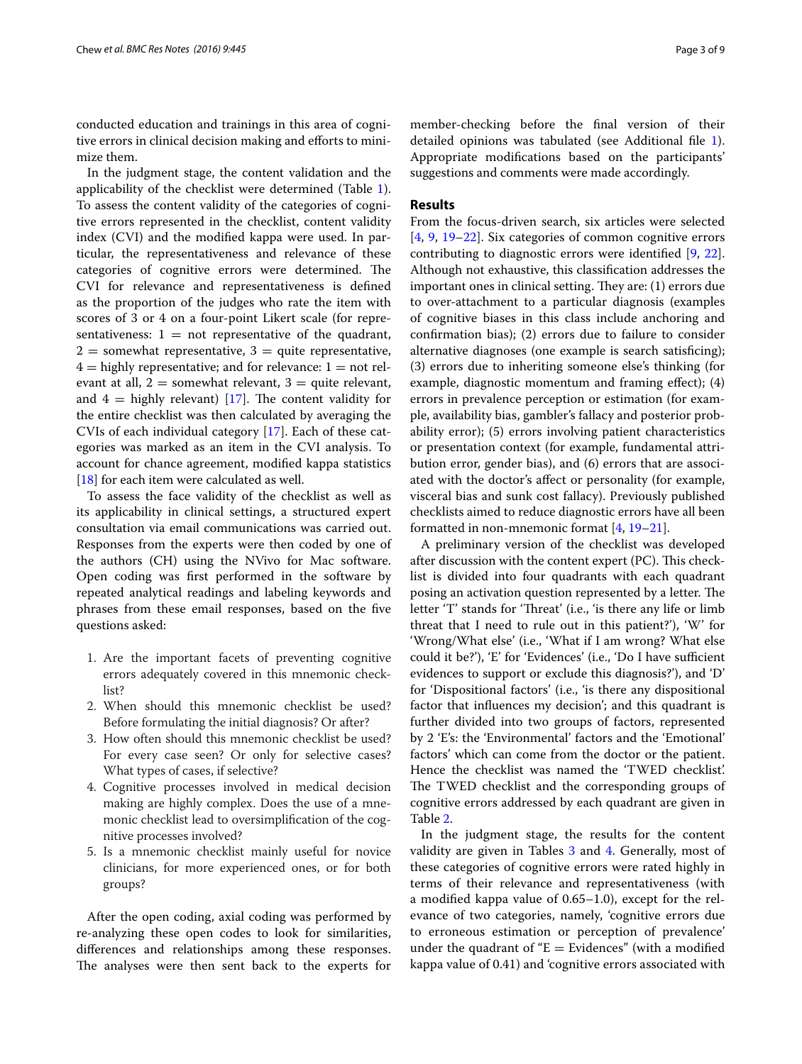conducted education and trainings in this area of cognitive errors in clinical decision making and efforts to minimize them.

In the judgment stage, the content validation and the applicability of the checklist were determined (Table 1). To assess the content validity of the categories of cognitive errors represented in the checklist, content validity index (CVI) and the modified kappa were used. In particular, the representativeness and relevance of these categories of cognitive errors were determined. The CVI for relevance and representativeness is defined as the proportion of the judges who rate the item with scores of 3 or 4 on a four-point Likert scale (for representativeness: 1 = not representative of the quadrant, 2 = somewhat representative, 3 = quite representative, 4 = highly representative; and for relevance: 1 = not relevant at all, 2 = somewhat relevant, 3 = quite relevant, and 4 = highly relevant) [17]. The content validity for the entire checklist was then calculated by averaging the CVIs of each individual category [17]. Each of these categories was marked as an item in the CVI analysis. To account for chance agreement, modified kappa statistics [18] for each item were calculated as well.

To assess the face validity of the checklist as well as its applicability in clinical settings, a structured expert consultation via email communications was carried out. Responses from the experts were then coded by one of the authors (CH) using the NVivo for Mac software. Open coding was first performed in the software by repeated analytical readings and labeling keywords and phrases from these email responses, based on the five questions asked:

1. Are the important facets of preventing cognitive errors adequately covered in this mnemonic checklist?
2. When should this mnemonic checklist be used? Before formulating the initial diagnosis? Or after?
3. How often should this mnemonic checklist be used? For every case seen? Or only for selective cases? What types of cases, if selective?
4. Cognitive processes involved in medical decision making are highly complex. Does the use of a mnemonic checklist lead to oversimplification of the cognitive processes involved?
5. Is a mnemonic checklist mainly useful for novice clinicians, for more experienced ones, or for both groups?

After the open coding, axial coding was performed by re-analyzing these open codes to look for similarities, differences and relationships among these responses. The analyses were then sent back to the experts for member-checking before the final version of their detailed opinions was tabulated (see Additional file 1). Appropriate modifications based on the participants' suggestions and comments were made accordingly.

## Results

From the focus-driven search, six articles were selected [4, 9, 19–22]. Six categories of common cognitive errors contributing to diagnostic errors were identified [9, 22]. Although not exhaustive, this classification addresses the important ones in clinical setting. They are: (1) errors due to over-attachment to a particular diagnosis (examples of cognitive biases in this class include anchoring and confirmation bias); (2) errors due to failure to consider alternative diagnoses (one example is search satisficing); (3) errors due to inheriting someone else's thinking (for example, diagnostic momentum and framing effect); (4) errors in prevalence perception or estimation (for example, availability bias, gambler's fallacy and posterior probability error); (5) errors involving patient characteristics or presentation context (for example, fundamental attribution error, gender bias), and (6) errors that are associated with the doctor's affect or personality (for example, visceral bias and sunk cost fallacy). Previously published checklists aimed to reduce diagnostic errors have all been formatted in non-mnemonic format [4, 19–21].

A preliminary version of the checklist was developed after discussion with the content expert (PC). This checklist is divided into four quadrants with each quadrant posing an activation question represented by a letter. The letter 'T' stands for 'Threat' (i.e., 'is there any life or limb threat that I need to rule out in this patient?'), 'W' for 'Wrong/What else' (i.e., 'What if I am wrong? What else could it be?'), 'E' for 'Evidences' (i.e., 'Do I have sufficient evidences to support or exclude this diagnosis?'), and 'D' for 'Dispositional factors' (i.e., 'is there any dispositional factor that influences my decision'; and this quadrant is further divided into two groups of factors, represented by 2 'E's: the 'Environmental' factors and the 'Emotional' factors' which can come from the doctor or the patient. Hence the checklist was named the 'TWED checklist'. The TWED checklist and the corresponding groups of cognitive errors addressed by each quadrant are given in Table 2.

In the judgment stage, the results for the content validity are given in Tables 3 and 4. Generally, most of these categories of cognitive errors were rated highly in terms of their relevance and representativeness (with a modified kappa value of 0.65–1.0), except for the relevance of two categories, namely, 'cognitive errors due to erroneous estimation or perception of prevalence' under the quadrant of "E = Evidences" (with a modified kappa value of 0.41) and 'cognitive errors associated with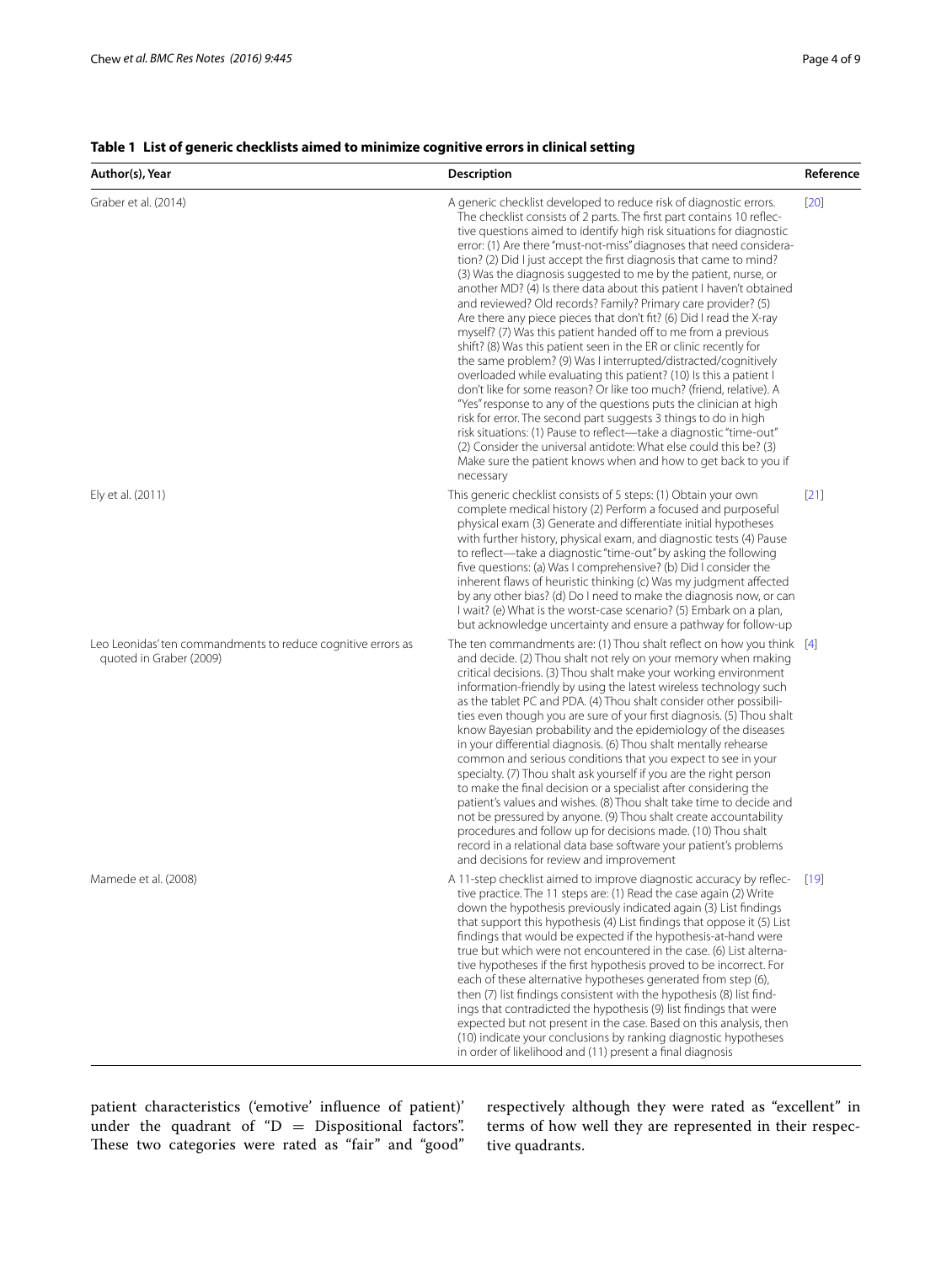**Table 1 List of generic checklists aimed to minimize cognitive errors in clinical setting**

| Author(s), Year | Description | Reference |
|---|---|---|
| Graber et al. (2014) | A generic checklist developed to reduce risk of diagnostic errors. The checklist consists of 2 parts. The first part contains 10 reflective questions aimed to identify high risk situations for diagnostic error: (1) Are there "must-not-miss" diagnoses that need consideration? (2) Did I just accept the first diagnosis that came to mind? (3) Was the diagnosis suggested to me by the patient, nurse, or another MD? (4) Is there data about this patient I haven't obtained and reviewed? Old records? Family? Primary care provider? (5) Are there any piece pieces that don't fit? (6) Did I read the X-ray myself? (7) Was this patient handed off to me from a previous shift? (8) Was this patient seen in the ER or clinic recently for the same problem? (9) Was I interrupted/distracted/cognitively overloaded while evaluating this patient? (10) Is this a patient I don't like for some reason? Or like too much? (friend, relative). A "Yes" response to any of the questions puts the clinician at high risk for error. The second part suggests 3 things to do in high risk situations: (1) Pause to reflect—take a diagnostic "time-out" (2) Consider the universal antidote: What else could this be? (3) Make sure the patient knows when and how to get back to you if necessary | [20] |
| Ely et al. (2011) | This generic checklist consists of 5 steps: (1) Obtain your own complete medical history (2) Perform a focused and purposeful physical exam (3) Generate and differentiate initial hypotheses with further history, physical exam, and diagnostic tests (4) Pause to reflect—take a diagnostic "time-out" by asking the following five questions: (a) Was I comprehensive? (b) Did I consider the inherent flaws of heuristic thinking (c) Was my judgment affected by any other bias? (d) Do I need to make the diagnosis now, or can I wait? (e) What is the worst-case scenario? (5) Embark on a plan, but acknowledge uncertainty and ensure a pathway for follow-up | [21] |
| Leo Leonidas' ten commandments to reduce cognitive errors as quoted in Graber (2009) | The ten commandments are: (1) Thou shalt reflect on how you think and decide. (2) Thou shalt not rely on your memory when making critical decisions. (3) Thou shalt make your working environment information-friendly by using the latest wireless technology such as the tablet PC and PDA. (4) Thou shalt consider other possibilities even though you are sure of your first diagnosis. (5) Thou shalt know Bayesian probability and the epidemiology of the diseases in your differential diagnosis. (6) Thou shalt mentally rehearse common and serious conditions that you expect to see in your specialty. (7) Thou shalt ask yourself if you are the right person to make the final decision or a specialist after considering the patient's values and wishes. (8) Thou shalt take time to decide and not be pressured by anyone. (9) Thou shalt create accountability procedures and follow up for decisions made. (10) Thou shalt record in a relational data base software your patient's problems and decisions for review and improvement | [4] |
| Mamede et al. (2008) | A 11-step checklist aimed to improve diagnostic accuracy by reflective practice. The 11 steps are: (1) Read the case again (2) Write down the hypothesis previously indicated again (3) List findings that support this hypothesis (4) List findings that oppose it (5) List findings that would be expected if the hypothesis-at-hand were true but which were not encountered in the case. (6) List alternative hypotheses if the first hypothesis proved to be incorrect. For each of these alternative hypotheses generated from step (6), then (7) list findings consistent with the hypothesis (8) list findings that contradicted the hypothesis (9) list findings that were expected but not present in the case. Based on this analysis, then (10) indicate your conclusions by ranking diagnostic hypotheses in order of likelihood and (11) present a final diagnosis | [19] |

patient characteristics ('emotive' influence of patient)' under the quadrant of "D = Dispositional factors". These two categories were rated as "fair" and "good" respectively although they were rated as "excellent" in terms of how well they are represented in their respective quadrants.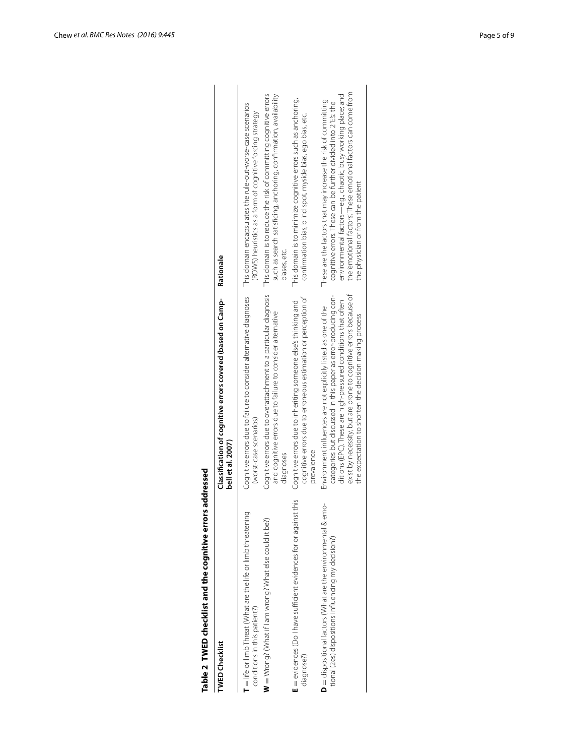**Table 2 TWED checklist and the cognitive errors addressed**

| TWED Checklist | Classification of cognitive errors covered (based on Campbell et al. 2007) | Rationale |
|---|---|---|
| **T** = life or limb Threat (What are the life or limb threatening conditions in this patient?) | Cognitive errors due to failure to consider alternative diagnoses (worst-case scenarios) | This domain encapsulates the rule-out-worse-case scenarios (ROWS) heuristics as a form of cognitive forcing strategy |
| **W** = Wrong? (What if I am wrong? What else could it be?) | Cognitive errors due to overattachment to a particular diagnosis and cognitive errors due to failure to consider alternative diagnoses | This domain is to reduce the risk of committing cognitive errors such as search satisficing, anchoring, confirmation, availability biases, etc. |
| **E** = evidences (Do I have sufficient evidences for or against this diagnose?) | Cognitive errors due to inheriting someone else's thinking and cognitive errors due to erroneous estimation or perception of prevalence | This domain is to minimize cognitive errors such as anchoring, confirmation bias, blind spot, myside bias, ego bias, etc. |
| **D** = dispositional factors (What are the environmental & emotional (2es) dispositions influencing my decision?) | Environment influences are not explicitly listed as one of the categories but discussed in this paper as error-producing conditions (EPC). These are high-pressured conditions that often exist by necessity, but are prone to cognitive errors because of the expectation to shorten the decision making process | These are the factors that may increase the risk of committing cognitive errors. These can be further divided into 2 'E's: the environmental factors—e.g., chaotic, busy working place; and the 'emotional factors'. These emotional factors can come from the physician or from the patient |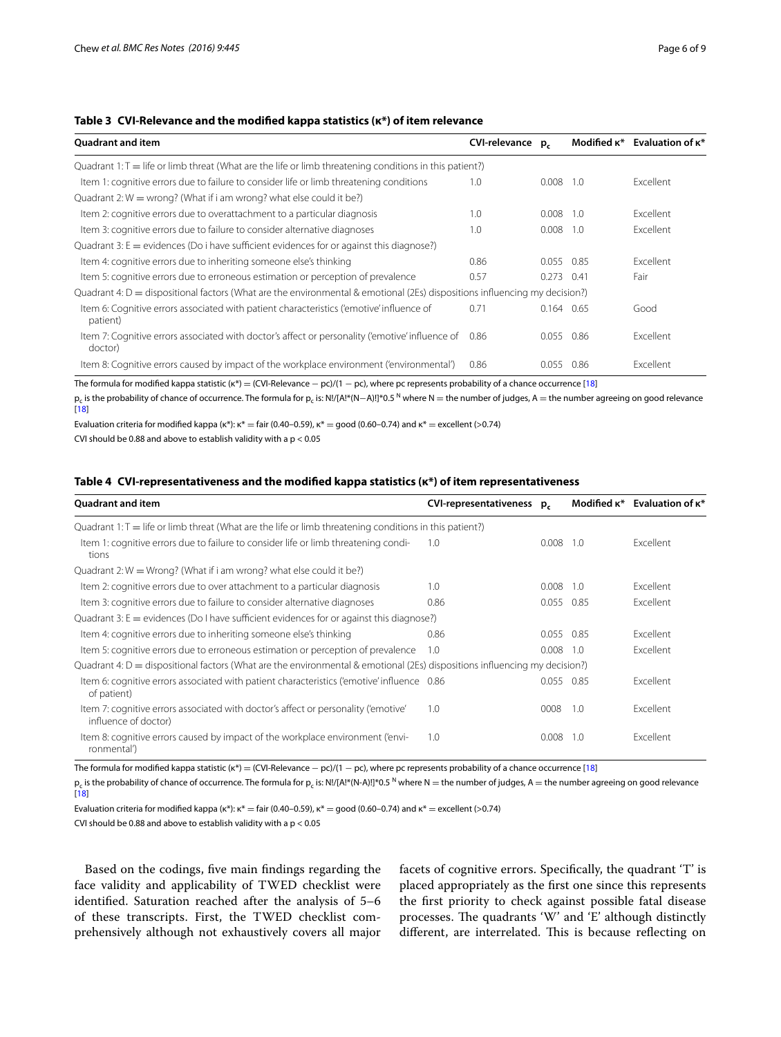**Table 3 CVI-Relevance and the modified kappa statistics (κ*) of item relevance**

| Quadrant and item | CVI-relevance | $p_c$ | Modified κ* | Evaluation of κ* |
|---|---|---|---|---|
| Quadrant 1: T = life or limb threat (What are the life or limb threatening conditions in this patient?) | | | | |
| Item 1: cognitive errors due to failure to consider life or limb threatening conditions | 1.0 | 0.008 | 1.0 | Excellent |
| Quadrant 2: W = wrong? (What if i am wrong? what else could it be?) | | | | |
| Item 2: cognitive errors due to overattachment to a particular diagnosis | 1.0 | 0.008 | 1.0 | Excellent |
| Item 3: cognitive errors due to failure to consider alternative diagnoses | 1.0 | 0.008 | 1.0 | Excellent |
| Quadrant 3: E = evidences (Do i have sufficient evidences for or against this diagnose?) | | | | |
| Item 4: cognitive errors due to inheriting someone else's thinking | 0.86 | 0.055 | 0.85 | Excellent |
| Item 5: cognitive errors due to erroneous estimation or perception of prevalence | 0.57 | 0.273 | 0.41 | Fair |
| Quadrant 4: D = dispositional factors (What are the environmental & emotional (2Es) dispositions influencing my decision?) | | | | |
| Item 6: Cognitive errors associated with patient characteristics ('emotive' influence of patient) | 0.71 | 0.164 | 0.65 | Good |
| Item 7: Cognitive errors associated with doctor's affect or personality ('emotive' influence of doctor) | 0.86 | 0.055 | 0.86 | Excellent |
| Item 8: Cognitive errors caused by impact of the workplace environment ('environmental') | 0.86 | 0.055 | 0.86 | Excellent |

The formula for modified kappa statistic (κ*) = (CVI-Relevance − pc)/(1 − pc), where pc represents probability of a chance occurrence [18]

$p_c$ is the probability of chance of occurrence. The formula for $p_c$ is: $N!/[A!*(N-A)!]*0.5^N$ where N = the number of judges, A = the number agreeing on good relevance [18]

Evaluation criteria for modified kappa (κ*): κ* = fair (0.40–0.59), κ* = good (0.60–0.74) and κ* = excellent (>0.74)

CVI should be 0.88 and above to establish validity with a $p < 0.05$

**Table 4 CVI-representativeness and the modified kappa statistics (κ*) of item representativeness**

| Quadrant and item | CVI-representativeness | $p_c$ | Modified κ* | Evaluation of κ* |
|---|---|---|---|---|
| Quadrant 1: T = life or limb threat (What are the life or limb threatening conditions in this patient?) | | | | |
| Item 1: cognitive errors due to failure to consider life or limb threatening conditions | 1.0 | 0.008 | 1.0 | Excellent |
| Quadrant 2: W = Wrong? (What if i am wrong? what else could it be?) | | | | |
| Item 2: cognitive errors due to over attachment to a particular diagnosis | 1.0 | 0.008 | 1.0 | Excellent |
| Item 3: cognitive errors due to failure to consider alternative diagnoses | 0.86 | 0.055 | 0.85 | Excellent |
| Quadrant 3: E = evidences (Do I have sufficient evidences for or against this diagnose?) | | | | |
| Item 4: cognitive errors due to inheriting someone else's thinking | 0.86 | 0.055 | 0.85 | Excellent |
| Item 5: cognitive errors due to erroneous estimation or perception of prevalence | 1.0 | 0.008 | 1.0 | Excellent |
| Quadrant 4: D = dispositional factors (What are the environmental & emotional (2Es) dispositions influencing my decision?) | | | | |
| Item 6: cognitive errors associated with patient characteristics ('emotive' influence of patient) | 0.86 | 0.055 | 0.85 | Excellent |
| Item 7: cognitive errors associated with doctor's affect or personality ('emotive' influence of doctor) | 1.0 | 0008 | 1.0 | Excellent |
| Item 8: cognitive errors caused by impact of the workplace environment ('environmental') | 1.0 | 0.008 | 1.0 | Excellent |

The formula for modified kappa statistic (κ*) = (CVI-Relevance − pc)/(1 − pc), where pc represents probability of a chance occurrence [18]

$p_c$ is the probability of chance of occurrence. The formula for $p_c$ is: $N!/[A!*(N-A)!]*0.5^N$ where N = the number of judges, A = the number agreeing on good relevance [18]

Evaluation criteria for modified kappa (κ*): κ* = fair (0.40–0.59), κ* = good (0.60–0.74) and κ* = excellent (>0.74)

CVI should be 0.88 and above to establish validity with a $p < 0.05$

Based on the codings, five main findings regarding the face validity and applicability of TWED checklist were identified. Saturation reached after the analysis of 5–6 of these transcripts. First, the TWED checklist comprehensively although not exhaustively covers all major facets of cognitive errors. Specifically, the quadrant 'T' is placed appropriately as the first one since this represents the first priority to check against possible fatal disease processes. The quadrants 'W' and 'E' although distinctly different, are interrelated. This is because reflecting on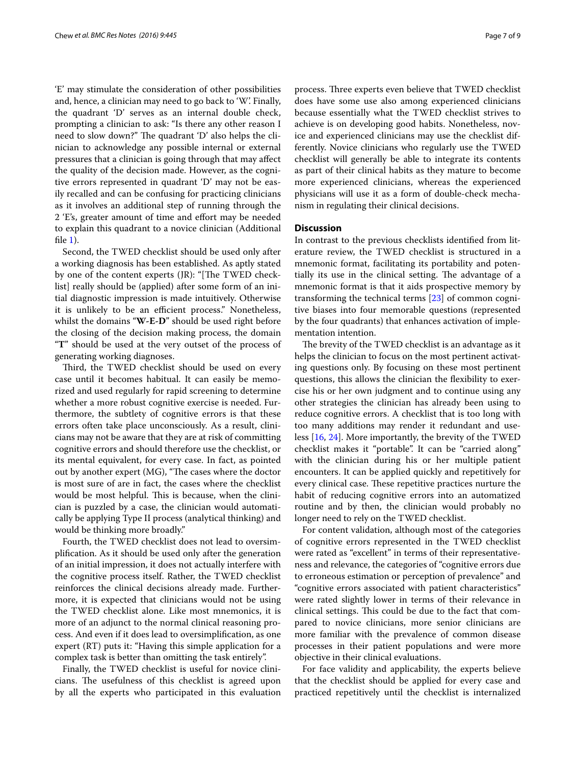'E' may stimulate the consideration of other possibilities and, hence, a clinician may need to go back to 'W'. Finally, the quadrant 'D' serves as an internal double check, prompting a clinician to ask: "Is there any other reason I need to slow down?" The quadrant 'D' also helps the clinician to acknowledge any possible internal or external pressures that a clinician is going through that may affect the quality of the decision made. However, as the cognitive errors represented in quadrant 'D' may not be easily recalled and can be confusing for practicing clinicians as it involves an additional step of running through the 2 'E's, greater amount of time and effort may be needed to explain this quadrant to a novice clinician (Additional file 1).

Second, the TWED checklist should be used only after a working diagnosis has been established. As aptly stated by one of the content experts (JR): "[The TWED checklist] really should be (applied) after some form of an initial diagnostic impression is made intuitively. Otherwise it is unlikely to be an efficient process." Nonetheless, whilst the domains "**W-E-D**" should be used right before the closing of the decision making process, the domain "**T**" should be used at the very outset of the process of generating working diagnoses.

Third, the TWED checklist should be used on every case until it becomes habitual. It can easily be memorized and used regularly for rapid screening to determine whether a more robust cognitive exercise is needed. Furthermore, the subtlety of cognitive errors is that these errors often take place unconsciously. As a result, clinicians may not be aware that they are at risk of committing cognitive errors and should therefore use the checklist, or its mental equivalent, for every case. In fact, as pointed out by another expert (MG), "The cases where the doctor is most sure of are in fact, the cases where the checklist would be most helpful. This is because, when the clinician is puzzled by a case, the clinician would automatically be applying Type II process (analytical thinking) and would be thinking more broadly."

Fourth, the TWED checklist does not lead to oversimplification. As it should be used only after the generation of an initial impression, it does not actually interfere with the cognitive process itself. Rather, the TWED checklist reinforces the clinical decisions already made. Furthermore, it is expected that clinicians would not be using the TWED checklist alone. Like most mnemonics, it is more of an adjunct to the normal clinical reasoning process. And even if it does lead to oversimplification, as one expert (RT) puts it: "Having this simple application for a complex task is better than omitting the task entirely".

Finally, the TWED checklist is useful for novice clinicians. The usefulness of this checklist is agreed upon by all the experts who participated in this evaluation process. Three experts even believe that TWED checklist does have some use also among experienced clinicians because essentially what the TWED checklist strives to achieve is on developing good habits. Nonetheless, novice and experienced clinicians may use the checklist differently. Novice clinicians who regularly use the TWED checklist will generally be able to integrate its contents as part of their clinical habits as they mature to become more experienced clinicians, whereas the experienced physicians will use it as a form of double-check mechanism in regulating their clinical decisions.

## Discussion

In contrast to the previous checklists identified from literature review, the TWED checklist is structured in a mnemonic format, facilitating its portability and potentially its use in the clinical setting. The advantage of a mnemonic format is that it aids prospective memory by transforming the technical terms [23] of common cognitive biases into four memorable questions (represented by the four quadrants) that enhances activation of implementation intention.

The brevity of the TWED checklist is an advantage as it helps the clinician to focus on the most pertinent activating questions only. By focusing on these most pertinent questions, this allows the clinician the flexibility to exercise his or her own judgment and to continue using any other strategies the clinician has already been using to reduce cognitive errors. A checklist that is too long with too many additions may render it redundant and useless [16, 24]. More importantly, the brevity of the TWED checklist makes it "portable". It can be "carried along" with the clinician during his or her multiple patient encounters. It can be applied quickly and repetitively for every clinical case. These repetitive practices nurture the habit of reducing cognitive errors into an automatized routine and by then, the clinician would probably no longer need to rely on the TWED checklist.

For content validation, although most of the categories of cognitive errors represented in the TWED checklist were rated as "excellent" in terms of their representativeness and relevance, the categories of "cognitive errors due to erroneous estimation or perception of prevalence" and "cognitive errors associated with patient characteristics" were rated slightly lower in terms of their relevance in clinical settings. This could be due to the fact that compared to novice clinicians, more senior clinicians are more familiar with the prevalence of common disease processes in their patient populations and were more objective in their clinical evaluations.

For face validity and applicability, the experts believe that the checklist should be applied for every case and practiced repetitively until the checklist is internalized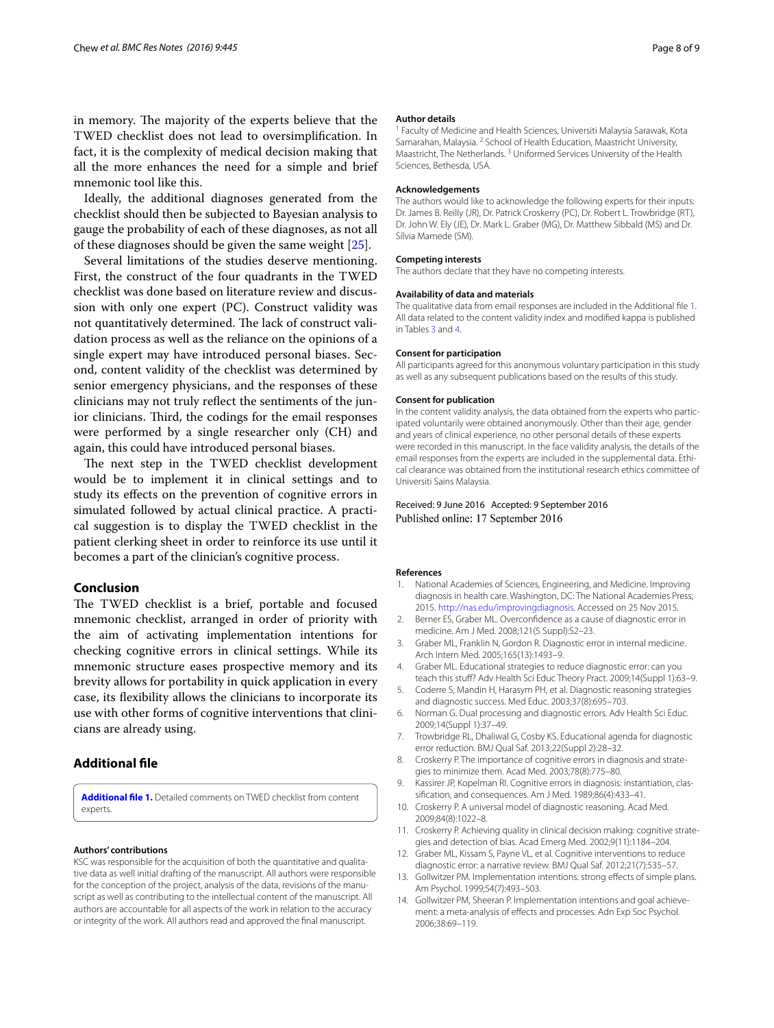in memory. The majority of the experts believe that the TWED checklist does not lead to oversimplification. In fact, it is the complexity of medical decision making that all the more enhances the need for a simple and brief mnemonic tool like this.

Ideally, the additional diagnoses generated from the checklist should then be subjected to Bayesian analysis to gauge the probability of each of these diagnoses, as not all of these diagnoses should be given the same weight [25].

Several limitations of the studies deserve mentioning. First, the construct of the four quadrants in the TWED checklist was done based on literature review and discussion with only one expert (PC). Construct validity was not quantitatively determined. The lack of construct validation process as well as the reliance on the opinions of a single expert may have introduced personal biases. Second, content validity of the checklist was determined by senior emergency physicians, and the responses of these clinicians may not truly reflect the sentiments of the junior clinicians. Third, the codings for the email responses were performed by a single researcher only (CH) and again, this could have introduced personal biases.

The next step in the TWED checklist development would be to implement it in clinical settings and to study its effects on the prevention of cognitive errors in simulated followed by actual clinical practice. A practical suggestion is to display the TWED checklist in the patient clerking sheet in order to reinforce its use until it becomes a part of the clinician's cognitive process.

## Conclusion

The TWED checklist is a brief, portable and focused mnemonic checklist, arranged in order of priority with the aim of activating implementation intentions for checking cognitive errors in clinical settings. While its mnemonic structure eases prospective memory and its brevity allows for portability in quick application in every case, its flexibility allows the clinicians to incorporate its use with other forms of cognitive interventions that clinicians are already using.

## Additional file

**Additional file 1.** Detailed comments on TWED checklist from content experts.

#### Authors' contributions

KSC was responsible for the acquisition of both the quantitative and qualitative data as well initial drafting of the manuscript. All authors were responsible for the conception of the project, analysis of the data, revisions of the manuscript as well as contributing to the intellectual content of the manuscript. All authors are accountable for all aspects of the work in relation to the accuracy or integrity of the work. All authors read and approved the final manuscript.

#### Author details

[1] Faculty of Medicine and Health Sciences, Universiti Malaysia Sarawak, Kota Samarahan, Malaysia. [2] School of Health Education, Maastricht University, Maastricht, The Netherlands. [3] Uniformed Services University of the Health Sciences, Bethesda, USA.

#### Acknowledgements

The authors would like to acknowledge the following experts for their inputs: Dr. James B. Reilly (JR), Dr. Patrick Croskerry (PC), Dr. Robert L. Trowbridge (RT), Dr. John W. Ely (JE), Dr. Mark L. Graber (MG), Dr. Matthew Sibbald (MS) and Dr. Sílvia Mamede (SM).

#### Competing interests

The authors declare that they have no competing interests.

#### Availability of data and materials

The qualitative data from email responses are included in the Additional file 1. All data related to the content validity index and modified kappa is published in Tables 3 and 4.

#### Consent for participation

All participants agreed for this anonymous voluntary participation in this study as well as any subsequent publications based on the results of this study.

#### Consent for publication

In the content validity analysis, the data obtained from the experts who participated voluntarily were obtained anonymously. Other than their age, gender and years of clinical experience, no other personal details of these experts were recorded in this manuscript. In the face validity analysis, the details of the email responses from the experts are included in the supplemental data. Ethical clearance was obtained from the institutional research ethics committee of Universiti Sains Malaysia.

Received: 9 June 2016 Accepted: 9 September 2016
Published online: 17 September 2016

#### References

1. National Academies of Sciences, Engineering, and Medicine. Improving diagnosis in health care. Washington, DC: The National Academies Press; 2015. http://nas.edu/improvingdiagnosis. Accessed on 25 Nov 2015.
2. Berner ES, Graber ML. Overconfidence as a cause of diagnostic error in medicine. Am J Med. 2008;121(5 Suppl):S2–23.
3. Graber ML, Franklin N, Gordon R. Diagnostic error in internal medicine. Arch Intern Med. 2005;165(13):1493–9.
4. Graber ML. Educational strategies to reduce diagnostic error: can you teach this stuff? Adv Health Sci Educ Theory Pract. 2009;14(Suppl 1):63–9.
5. Coderre S, Mandin H, Harasym PH, et al. Diagnostic reasoning strategies and diagnostic success. Med Educ. 2003;37(8):695–703.
6. Norman G. Dual processing and diagnostic errors. Adv Health Sci Educ. 2009;14(Suppl 1):37–49.
7. Trowbridge RL, Dhaliwal G, Cosby KS. Educational agenda for diagnostic error reduction. BMJ Qual Saf. 2013;22(Suppl 2):28–32.
8. Croskerry P. The importance of cognitive errors in diagnosis and strategies to minimize them. Acad Med. 2003;78(8):775–80.
9. Kassirer JP, Kopelman RI. Cognitive errors in diagnosis: instantiation, classification, and consequences. Am J Med. 1989;86(4):433–41.
10. Croskerry P. A universal model of diagnostic reasoning. Acad Med. 2009;84(8):1022–8.
11. Croskerry P. Achieving quality in clinical decision making: cognitive strategies and detection of bias. Acad Emerg Med. 2002;9(11):1184–204.
12. Graber ML, Kissam S, Payne VL, et al. Cognitive interventions to reduce diagnostic error: a narrative review. BMJ Qual Saf. 2012;21(7):535–57.
13. Gollwitzer PM. Implementation intentions: strong effects of simple plans. Am Psychol. 1999;54(7):493–503.
14. Gollwitzer PM, Sheeran P. Implementation intentions and goal achievement: a meta-analysis of effects and processes. Adn Exp Soc Psychol. 2006;38:69–119.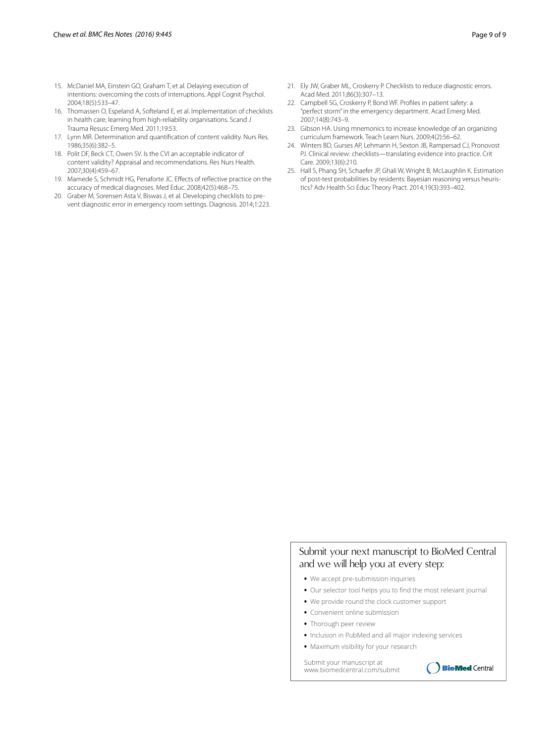15. McDaniel MA, Einstein GO, Graham T, et al. Delaying execution of intentions: overcoming the costs of interruptions. Appl Cognit Psychol. 2004;18(5):533–47.
16. Thomassen O, Espeland A, Softeland E, et al. Implementation of checklists in health care; learning from high-reliability organisations. Scand J Trauma Resusc Emerg Med. 2011;19:53.
17. Lynn MR. Determination and quantification of content validity. Nurs Res. 1986;35(6):382–5.
18. Polit DF, Beck CT, Owen SV. Is the CVI an acceptable indicator of content validity? Appraisal and recommendations. Res Nurs Health. 2007;30(4):459–67.
19. Mamede S, Schmidt HG, Penaforte JC. Effects of reflective practice on the accuracy of medical diagnoses. Med Educ. 2008;42(5):468–75.
20. Graber M, Sorensen Asta V, Biswas J, et al. Developing checklists to prevent diagnostic error in emergency room settings. Diagnosis. 2014;1:223.
21. Ely JW, Graber ML, Croskerry P. Checklists to reduce diagnostic errors. Acad Med. 2011;86(3):307–13.
22. Campbell SG, Croskerry P, Bond WF. Profiles in patient safety: a "perfect storm" in the emergency department. Acad Emerg Med. 2007;14(8):743–9.
23. Gibson HA. Using mnemonics to increase knowledge of an organizing curriculum framework. Teach Learn Nurs. 2009;4(2):56–62.
24. Winters BD, Gurses AP, Lehmann H, Sexton JB, Rampersad CJ, Pronovost PJ. Clinical review: checklists—translating evidence into practice. Crit Care. 2009;13(6):210.
25. Hall S, Phang SH, Schaefer JP, Ghali W, Wright B, McLaughlin K. Estimation of post-test probabilities by residents: Bayesian reasoning versus heuristics? Adv Health Sci Educ Theory Pract. 2014;19(3):393–402.

Submit your next manuscript to BioMed Central and we will help you at every step:

- We accept pre-submission inquiries
- Our selector tool helps you to find the most relevant journal
- We provide round the clock customer support
- Convenient online submission
- Thorough peer review
- Inclusion in PubMed and all major indexing services
- Maximum visibility for your research

Submit your manuscript at www.biomedcentral.com/submit

BioMed Central